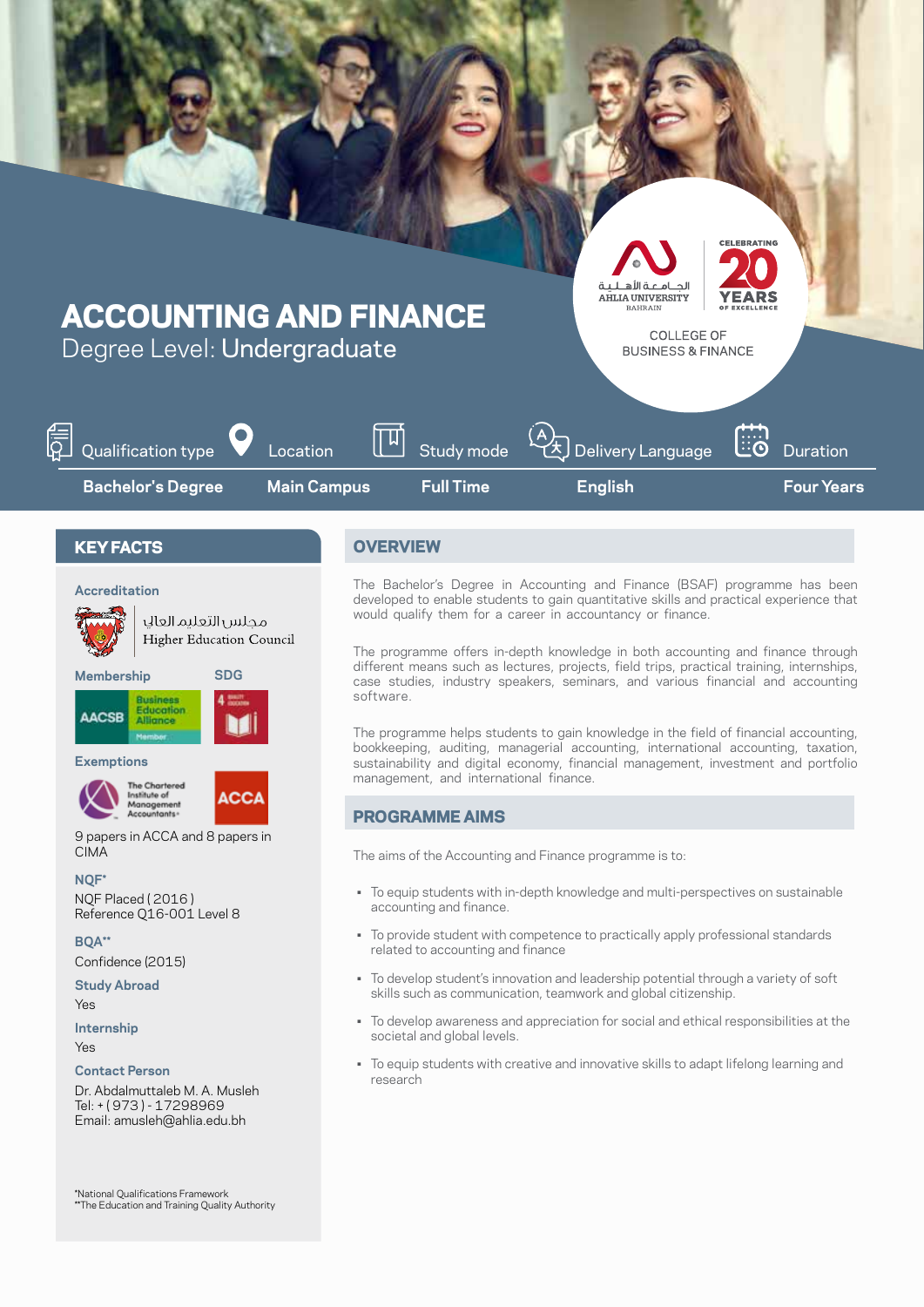# ACCOUNTING AND FINANCE

Degree Level: Undergraduate

الجامعة الأهلية
AHLIA UNIVERSITY
BAHRAIN

CELEBRATING 20 YEARS OF EXCELLENCE

COLLEGE OF BUSINESS & FINANCE

| Qualification type | Location | Study mode | Delivery Language | Duration |
|---|---|---|---|---|
| Bachelor's Degree | Main Campus | Full Time | English | Four Years |

## KEY FACTS

**Accreditation**

مجلس التعليم العالي
Higher Education Council

**Membership**

AACSB Business Education Alliance Member

**SDG**

4 Quality Education

**Exemptions**

The Chartered Institute of Management Accountants

ACCA

9 papers in ACCA and 8 papers in CIMA

**NQF***

NQF Placed ( 2016 )
Reference Q16-001 Level 8

**BQA****

Confidence (2015)

**Study Abroad**

Yes

**Internship**

Yes

**Contact Person**

Dr. Abdalmuttaleb M. A. Musleh
Tel: + ( 973 ) - 17298969
Email: amusleh@ahlia.edu.bh

*National Qualifications Framework
**The Education and Training Quality Authority

## OVERVIEW

The Bachelor's Degree in Accounting and Finance (BSAF) programme has been developed to enable students to gain quantitative skills and practical experience that would qualify them for a career in accountancy or finance.

The programme offers in-depth knowledge in both accounting and finance through different means such as lectures, projects, field trips, practical training, internships, case studies, industry speakers, seminars, and various financial and accounting software.

The programme helps students to gain knowledge in the field of financial accounting, bookkeeping, auditing, managerial accounting, international accounting, taxation, sustainability and digital economy, financial management, investment and portfolio management, and international finance.

## PROGRAMME AIMS

The aims of the Accounting and Finance programme is to:

- To equip students with in-depth knowledge and multi-perspectives on sustainable accounting and finance.
- To provide student with competence to practically apply professional standards related to accounting and finance
- To develop student's innovation and leadership potential through a variety of soft skills such as communication, teamwork and global citizenship.
- To develop awareness and appreciation for social and ethical responsibilities at the societal and global levels.
- To equip students with creative and innovative skills to adapt lifelong learning and research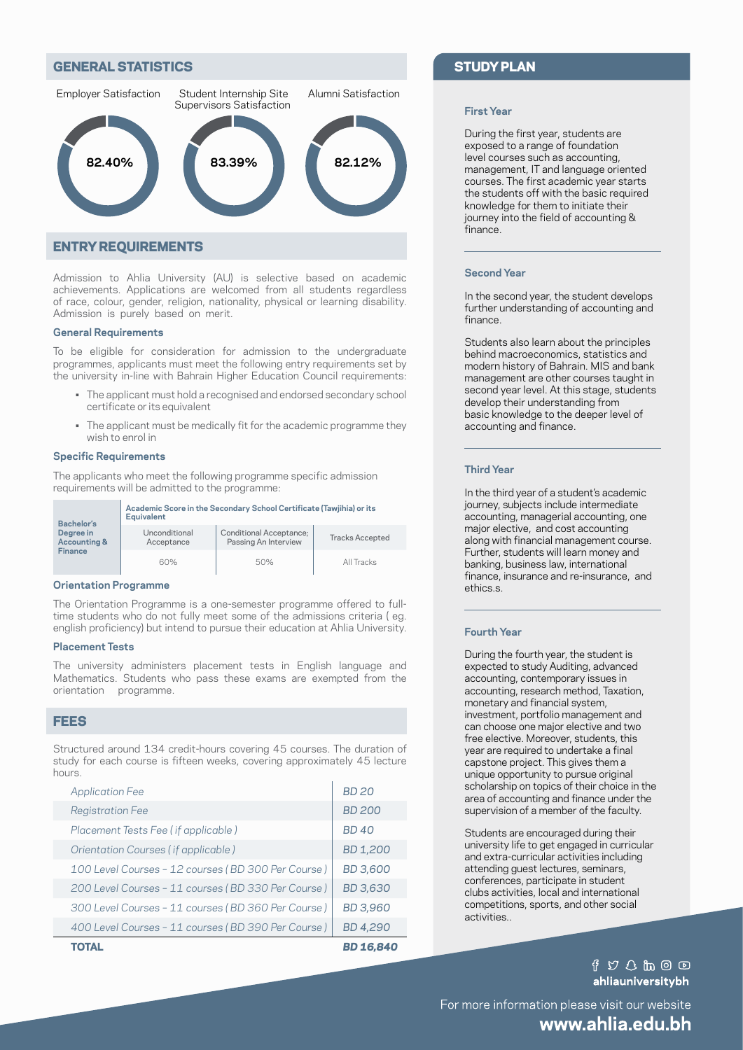## GENERAL STATISTICS

Employer Satisfaction
82.40%

Student Internship Site Supervisors Satisfaction
83.39%

Alumni Satisfaction
82.12%

## ENTRY REQUIREMENTS

Admission to Ahlia University (AU) is selective based on academic achievements. Applications are welcomed from all students regardless of race, colour, gender, religion, nationality, physical or learning disability. Admission is purely based on merit.

### General Requirements

To be eligible for consideration for admission to the undergraduate programmes, applicants must meet the following entry requirements set by the university in-line with Bahrain Higher Education Council requirements:

- The applicant must hold a recognised and endorsed secondary school certificate or its equivalent
- The applicant must be medically fit for the academic programme they wish to enrol in

### Specific Requirements

The applicants who meet the following programme specific admission requirements will be admitted to the programme:

| | Academic Score in the Secondary School Certificate (Tawjihia) or its Equivalent | | |
|---|---|---|---|
| **Bachelor's Degree in Accounting & Finance** | Unconditional Acceptance | Conditional Acceptance; Passing An Interview | Tracks Accepted |
| | 60% | 50% | All Tracks |

### Orientation Programme

The Orientation Programme is a one-semester programme offered to full-time students who do not fully meet some of the admissions criteria ( eg. english proficiency) but intend to pursue their education at Ahlia University.

### Placement Tests

The university administers placement tests in English language and Mathematics. Students who pass these exams are exempted from the orientation programme.

## FEES

Structured around 134 credit-hours covering 45 courses. The duration of study for each course is fifteen weeks, covering approximately 45 lecture hours.

| | |
|---|---|
| *Application Fee* | *BD 20* |
| *Registration Fee* | *BD 200* |
| *Placement Tests Fee ( if applicable )* | *BD 40* |
| *Orientation Courses ( if applicable )* | *BD 1,200* |
| *100 Level Courses - 12 courses ( BD 300 Per Course )* | *BD 3,600* |
| *200 Level Courses - 11 courses ( BD 330 Per Course )* | *BD 3,630* |
| *300 Level Courses - 11 courses ( BD 360 Per Course )* | *BD 3,960* |
| *400 Level Courses - 11 courses ( BD 390 Per Course )* | *BD 4,290* |
| **TOTAL** | ***BD 16,840*** |

## STUDY PLAN

### First Year

During the first year, students are exposed to a range of foundation level courses such as accounting, management, IT and language oriented courses. The first academic year starts the students off with the basic required knowledge for them to initiate their journey into the field of accounting & finance.

### Second Year

In the second year, the student develops further understanding of accounting and finance.

Students also learn about the principles behind macroeconomics, statistics and modern history of Bahrain. MIS and bank management are other courses taught in second year level. At this stage, students develop their understanding from basic knowledge to the deeper level of accounting and finance.

### Third Year

In the third year of a student's academic journey, subjects include intermediate accounting, managerial accounting, one major elective, and cost accounting along with financial management course. Further, students will learn money and banking, business law, international finance, insurance and re-insurance, and ethics.s.

### Fourth Year

During the fourth year, the student is expected to study Auditing, advanced accounting, contemporary issues in accounting, research method, Taxation, monetary and financial system, investment, portfolio management and can choose one major elective and two free elective. Moreover, students, this year are required to undertake a final capstone project. This gives them a unique opportunity to pursue original scholarship on topics of their choice in the area of accounting and finance under the supervision of a member of the faculty.

Students are encouraged during their university life to get engaged in curricular and extra-curricular activities including attending guest lectures, seminars, conferences, participate in student clubs activities, local and international competitions, sports, and other social activities..

ahliauniversitybh

For more information please visit our website
**www.ahlia.edu.bh**